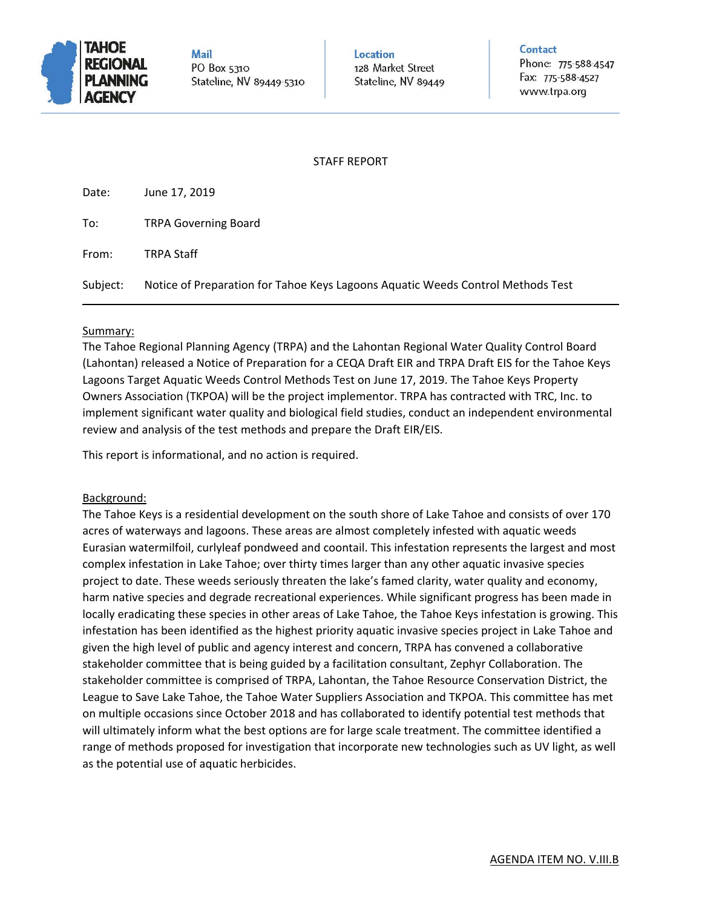TAHOE REGIONAL PLANNING AGENCY

**Mail**
PO Box 5310
Stateline, NV 89449-5310

**Location**
128 Market Street
Stateline, NV 89449

**Contact**
Phone: 775-588-4547
Fax: 775-588-4527
www.trpa.org

STAFF REPORT

Date: June 17, 2019

To: TRPA Governing Board

From: TRPA Staff

Subject: Notice of Preparation for Tahoe Keys Lagoons Aquatic Weeds Control Methods Test

---

Summary:

The Tahoe Regional Planning Agency (TRPA) and the Lahontan Regional Water Quality Control Board (Lahontan) released a Notice of Preparation for a CEQA Draft EIR and TRPA Draft EIS for the Tahoe Keys Lagoons Target Aquatic Weeds Control Methods Test on June 17, 2019. The Tahoe Keys Property Owners Association (TKPOA) will be the project implementor. TRPA has contracted with TRC, Inc. to implement significant water quality and biological field studies, conduct an independent environmental review and analysis of the test methods and prepare the Draft EIR/EIS.

This report is informational, and no action is required.

Background:

The Tahoe Keys is a residential development on the south shore of Lake Tahoe and consists of over 170 acres of waterways and lagoons. These areas are almost completely infested with aquatic weeds Eurasian watermilfoil, curlyleaf pondweed and coontail. This infestation represents the largest and most complex infestation in Lake Tahoe; over thirty times larger than any other aquatic invasive species project to date. These weeds seriously threaten the lake's famed clarity, water quality and economy, harm native species and degrade recreational experiences. While significant progress has been made in locally eradicating these species in other areas of Lake Tahoe, the Tahoe Keys infestation is growing. This infestation has been identified as the highest priority aquatic invasive species project in Lake Tahoe and given the high level of public and agency interest and concern, TRPA has convened a collaborative stakeholder committee that is being guided by a facilitation consultant, Zephyr Collaboration. The stakeholder committee is comprised of TRPA, Lahontan, the Tahoe Resource Conservation District, the League to Save Lake Tahoe, the Tahoe Water Suppliers Association and TKPOA. This committee has met on multiple occasions since October 2018 and has collaborated to identify potential test methods that will ultimately inform what the best options are for large scale treatment. The committee identified a range of methods proposed for investigation that incorporate new technologies such as UV light, as well as the potential use of aquatic herbicides.

AGENDA ITEM NO. V.III.B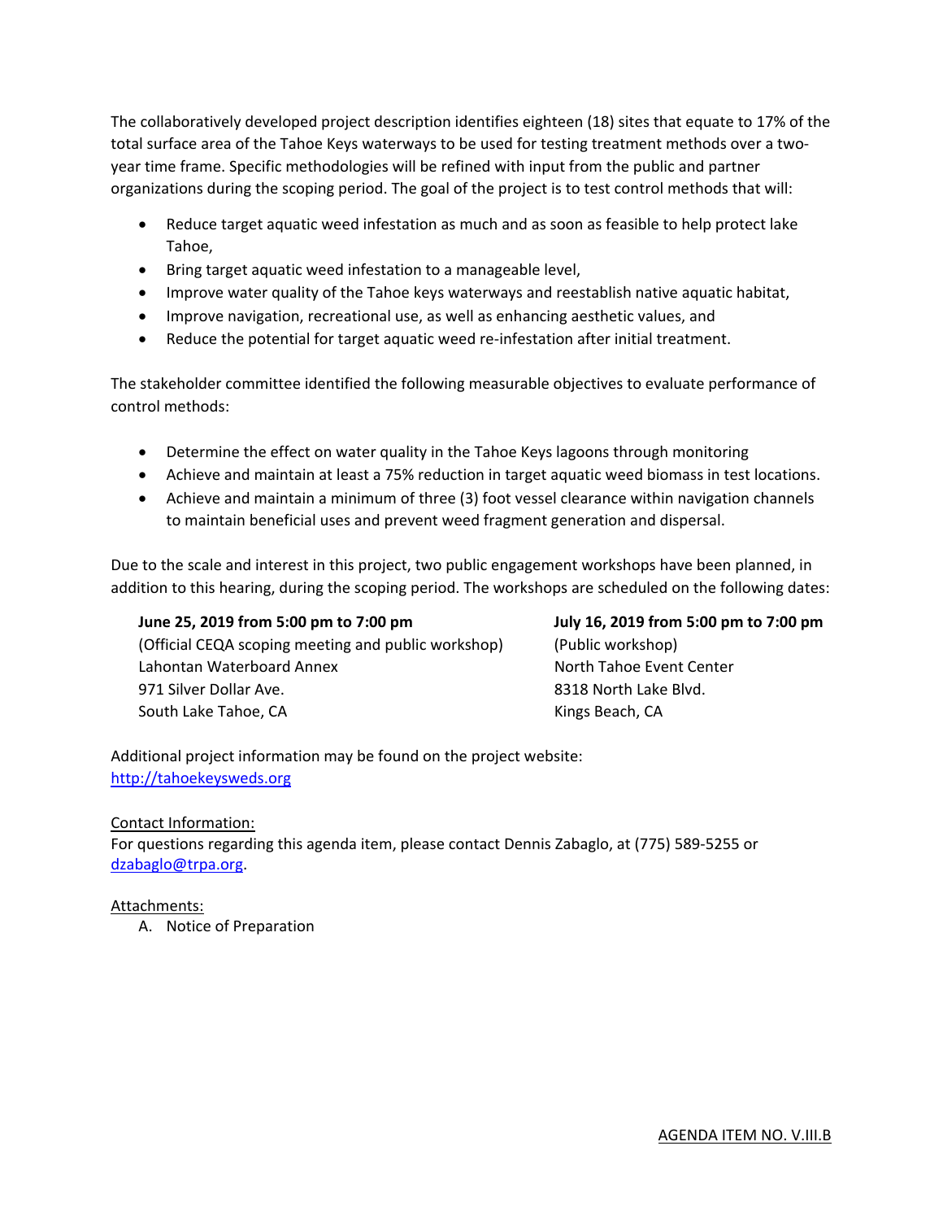The collaboratively developed project description identifies eighteen (18) sites that equate to 17% of the total surface area of the Tahoe Keys waterways to be used for testing treatment methods over a two-year time frame. Specific methodologies will be refined with input from the public and partner organizations during the scoping period. The goal of the project is to test control methods that will:

- Reduce target aquatic weed infestation as much and as soon as feasible to help protect lake Tahoe,
- Bring target aquatic weed infestation to a manageable level,
- Improve water quality of the Tahoe keys waterways and reestablish native aquatic habitat,
- Improve navigation, recreational use, as well as enhancing aesthetic values, and
- Reduce the potential for target aquatic weed re-infestation after initial treatment.

The stakeholder committee identified the following measurable objectives to evaluate performance of control methods:

- Determine the effect on water quality in the Tahoe Keys lagoons through monitoring
- Achieve and maintain at least a 75% reduction in target aquatic weed biomass in test locations.
- Achieve and maintain a minimum of three (3) foot vessel clearance within navigation channels to maintain beneficial uses and prevent weed fragment generation and dispersal.

Due to the scale and interest in this project, two public engagement workshops have been planned, in addition to this hearing, during the scoping period. The workshops are scheduled on the following dates:

**June 25, 2019 from 5:00 pm to 7:00 pm**
(Official CEQA scoping meeting and public workshop)
Lahontan Waterboard Annex
971 Silver Dollar Ave.
South Lake Tahoe, CA

**July 16, 2019 from 5:00 pm to 7:00 pm**
(Public workshop)
North Tahoe Event Center
8318 North Lake Blvd.
Kings Beach, CA

Additional project information may be found on the project website:
http://tahoekeysweds.org

Contact Information:
For questions regarding this agenda item, please contact Dennis Zabaglo, at (775) 589-5255 or dzabaglo@trpa.org.

Attachments:

A. Notice of Preparation

AGENDA ITEM NO. V.III.B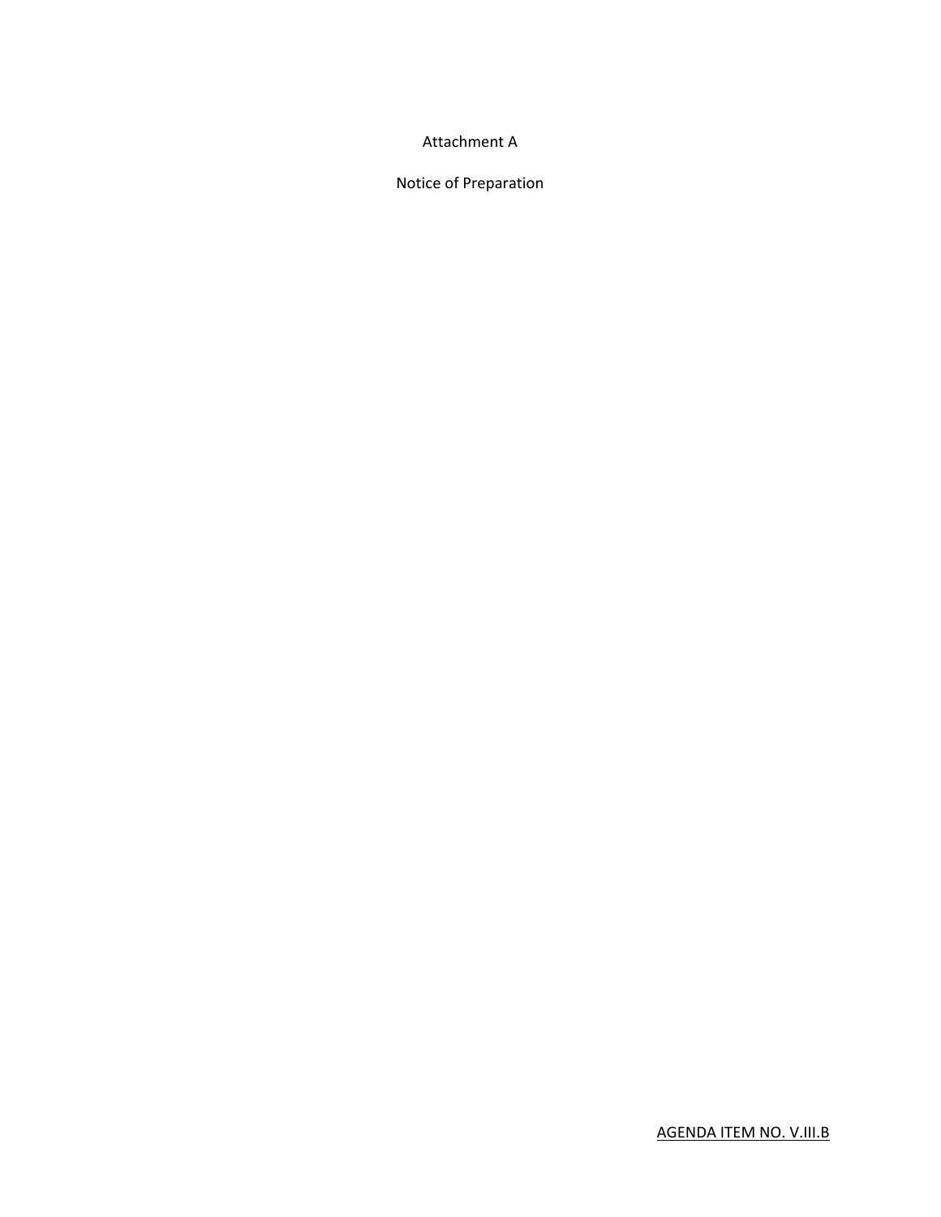Attachment A

Notice of Preparation

AGENDA ITEM NO. V.III.B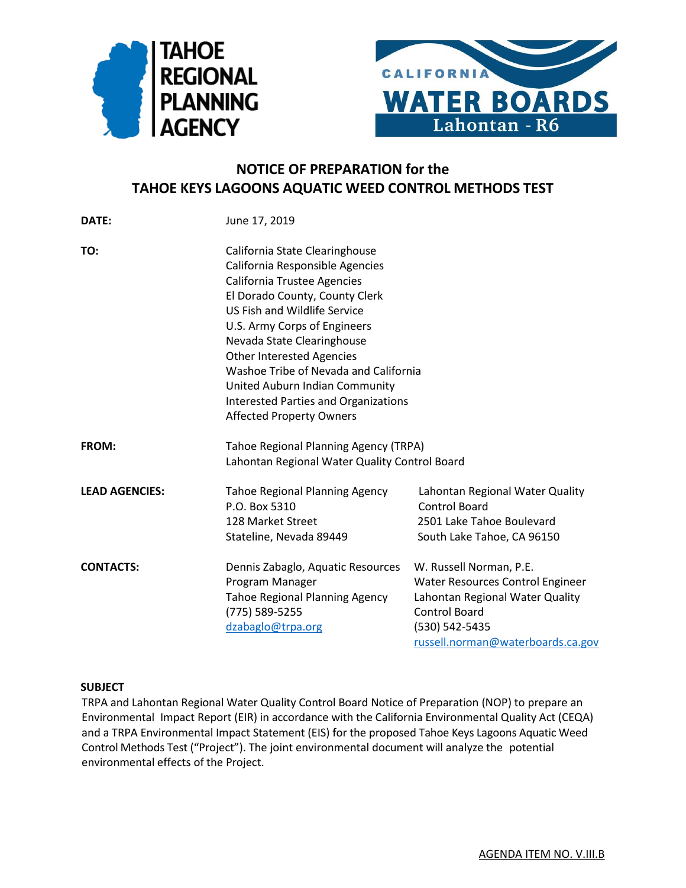# NOTICE OF PREPARATION for the TAHOE KEYS LAGOONS AQUATIC WEED CONTROL METHODS TEST

| | | |
|---|---|---|
| **DATE:** | June 17, 2019 | |
| **TO:** | California State Clearinghouse<br>California Responsible Agencies<br>California Trustee Agencies<br>El Dorado County, County Clerk<br>US Fish and Wildlife Service<br>U.S. Army Corps of Engineers<br>Nevada State Clearinghouse<br>Other Interested Agencies<br>Washoe Tribe of Nevada and California<br>United Auburn Indian Community<br>Interested Parties and Organizations<br>Affected Property Owners | |
| **FROM:** | Tahoe Regional Planning Agency (TRPA)<br>Lahontan Regional Water Quality Control Board | |
| **LEAD AGENCIES:** | Tahoe Regional Planning Agency<br>P.O. Box 5310<br>128 Market Street<br>Stateline, Nevada 89449 | Lahontan Regional Water Quality Control Board<br>2501 Lake Tahoe Boulevard<br>South Lake Tahoe, CA 96150 |
| **CONTACTS:** | Dennis Zabaglo, Aquatic Resources Program Manager<br>Tahoe Regional Planning Agency<br>(775) 589-5255<br>dzabaglo@trpa.org | W. Russell Norman, P.E.<br>Water Resources Control Engineer<br>Lahontan Regional Water Quality Control Board<br>(530) 542-5435<br>russell.norman@waterboards.ca.gov |

**SUBJECT**

TRPA and Lahontan Regional Water Quality Control Board Notice of Preparation (NOP) to prepare an Environmental Impact Report (EIR) in accordance with the California Environmental Quality Act (CEQA) and a TRPA Environmental Impact Statement (EIS) for the proposed Tahoe Keys Lagoons Aquatic Weed Control Methods Test ("Project"). The joint environmental document will analyze the potential environmental effects of the Project.

AGENDA ITEM NO. V.III.B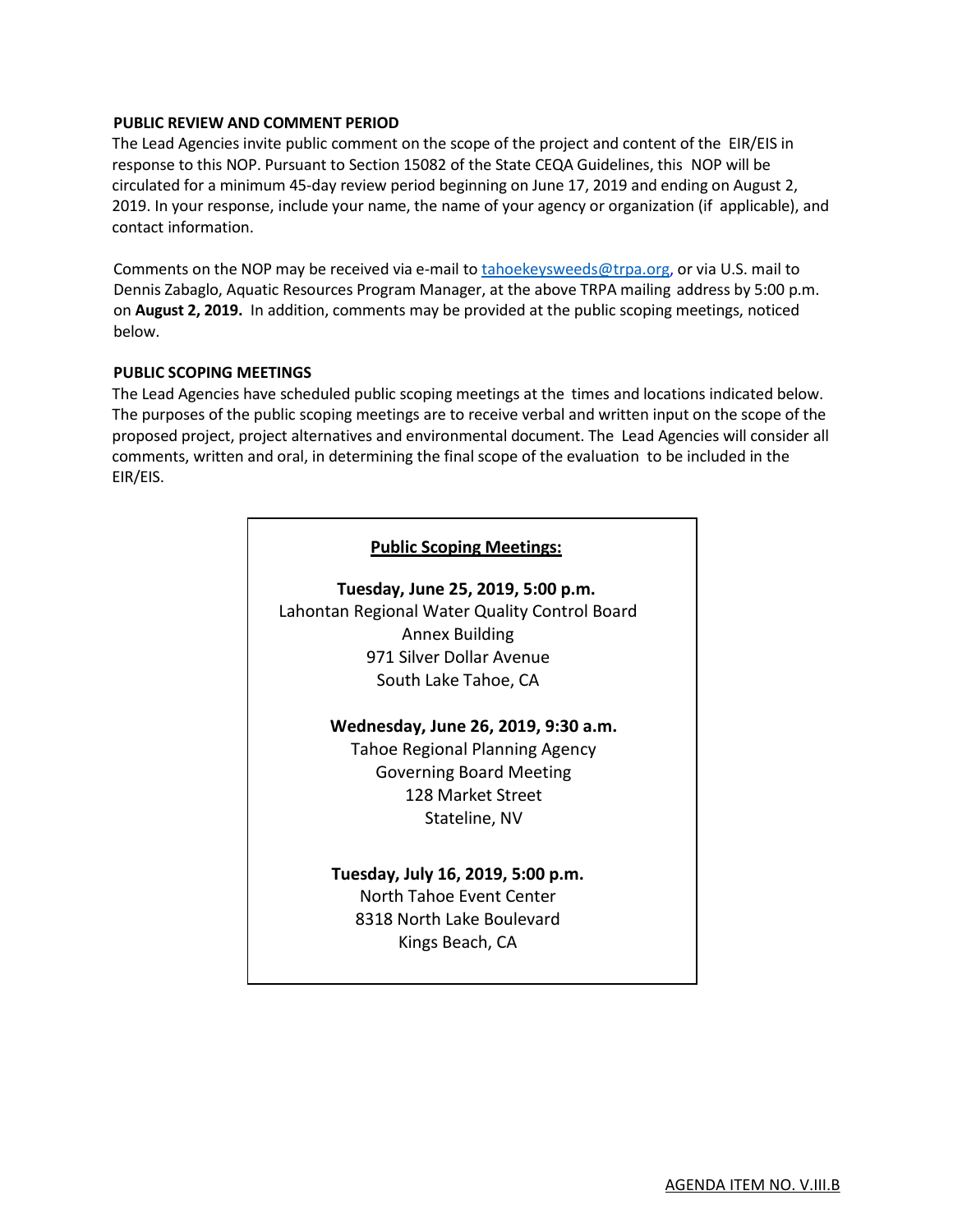**PUBLIC REVIEW AND COMMENT PERIOD**

The Lead Agencies invite public comment on the scope of the project and content of the EIR/EIS in response to this NOP. Pursuant to Section 15082 of the State CEQA Guidelines, this NOP will be circulated for a minimum 45-day review period beginning on June 17, 2019 and ending on August 2, 2019. In your response, include your name, the name of your agency or organization (if applicable), and contact information.

Comments on the NOP may be received via e-mail to tahoekeysweeds@trpa.org, or via U.S. mail to Dennis Zabaglo, Aquatic Resources Program Manager, at the above TRPA mailing address by 5:00 p.m. on **August 2, 2019.** In addition, comments may be provided at the public scoping meetings, noticed below.

**PUBLIC SCOPING MEETINGS**

The Lead Agencies have scheduled public scoping meetings at the times and locations indicated below. The purposes of the public scoping meetings are to receive verbal and written input on the scope of the proposed project, project alternatives and environmental document. The Lead Agencies will consider all comments, written and oral, in determining the final scope of the evaluation to be included in the EIR/EIS.

**Public Scoping Meetings:**

**Tuesday, June 25, 2019, 5:00 p.m.**
Lahontan Regional Water Quality Control Board
Annex Building
971 Silver Dollar Avenue
South Lake Tahoe, CA

**Wednesday, June 26, 2019, 9:30 a.m.**
Tahoe Regional Planning Agency
Governing Board Meeting
128 Market Street
Stateline, NV

**Tuesday, July 16, 2019, 5:00 p.m.**
North Tahoe Event Center
8318 North Lake Boulevard
Kings Beach, CA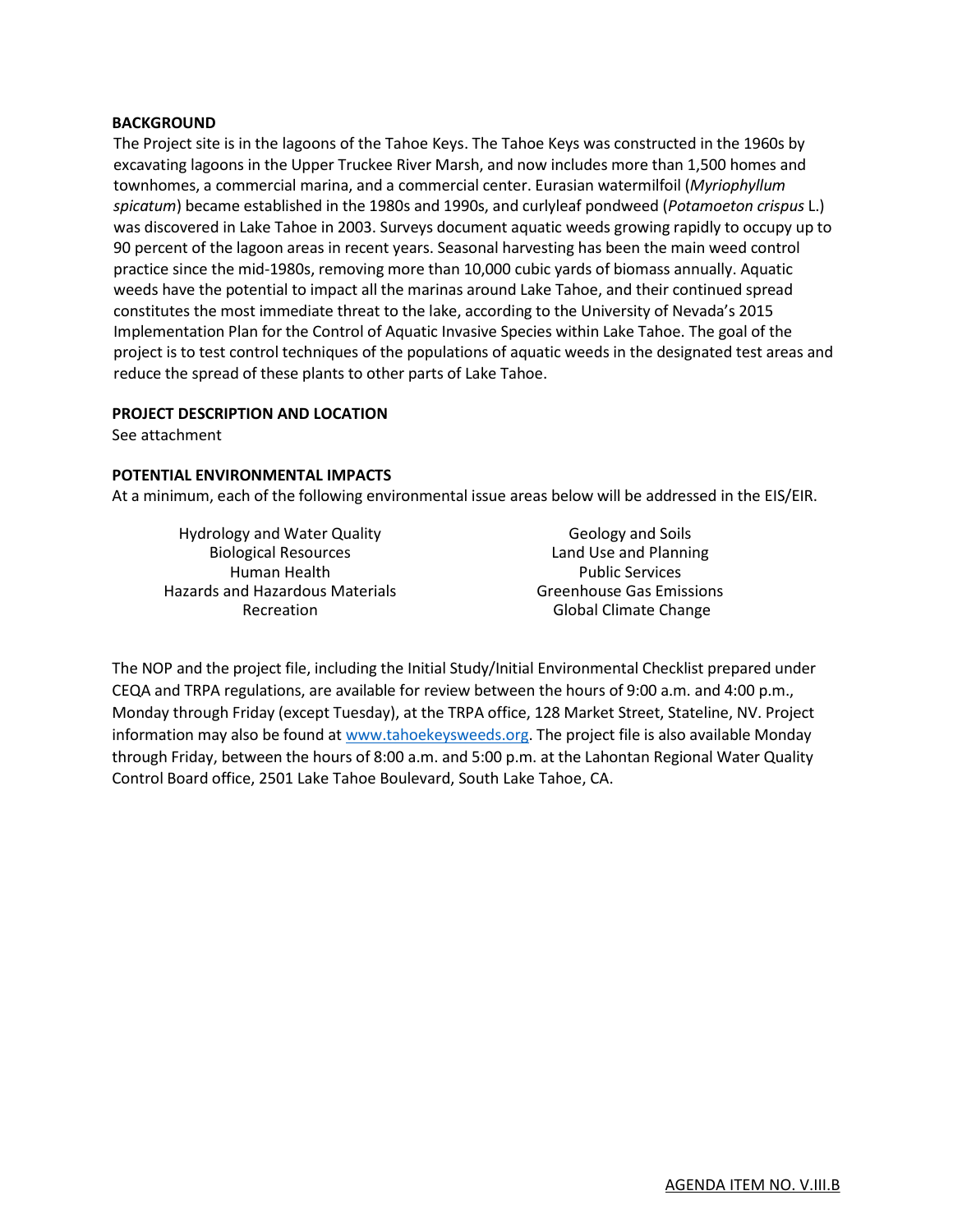**BACKGROUND**

The Project site is in the lagoons of the Tahoe Keys. The Tahoe Keys was constructed in the 1960s by excavating lagoons in the Upper Truckee River Marsh, and now includes more than 1,500 homes and townhomes, a commercial marina, and a commercial center. Eurasian watermilfoil (*Myriophyllum spicatum*) became established in the 1980s and 1990s, and curlyleaf pondweed (*Potamoeton crispus* L.) was discovered in Lake Tahoe in 2003. Surveys document aquatic weeds growing rapidly to occupy up to 90 percent of the lagoon areas in recent years. Seasonal harvesting has been the main weed control practice since the mid-1980s, removing more than 10,000 cubic yards of biomass annually. Aquatic weeds have the potential to impact all the marinas around Lake Tahoe, and their continued spread constitutes the most immediate threat to the lake, according to the University of Nevada's 2015 Implementation Plan for the Control of Aquatic Invasive Species within Lake Tahoe. The goal of the project is to test control techniques of the populations of aquatic weeds in the designated test areas and reduce the spread of these plants to other parts of Lake Tahoe.

**PROJECT DESCRIPTION AND LOCATION**

See attachment

**POTENTIAL ENVIRONMENTAL IMPACTS**

At a minimum, each of the following environmental issue areas below will be addressed in the EIS/EIR.

- Hydrology and Water Quality
- Biological Resources
- Human Health
- Hazards and Hazardous Materials
- Recreation
- Geology and Soils
- Land Use and Planning
- Public Services
- Greenhouse Gas Emissions
- Global Climate Change

The NOP and the project file, including the Initial Study/Initial Environmental Checklist prepared under CEQA and TRPA regulations, are available for review between the hours of 9:00 a.m. and 4:00 p.m., Monday through Friday (except Tuesday), at the TRPA office, 128 Market Street, Stateline, NV. Project information may also be found at www.tahoekeysweeds.org. The project file is also available Monday through Friday, between the hours of 8:00 a.m. and 5:00 p.m. at the Lahontan Regional Water Quality Control Board office, 2501 Lake Tahoe Boulevard, South Lake Tahoe, CA.

AGENDA ITEM NO. V.III.B